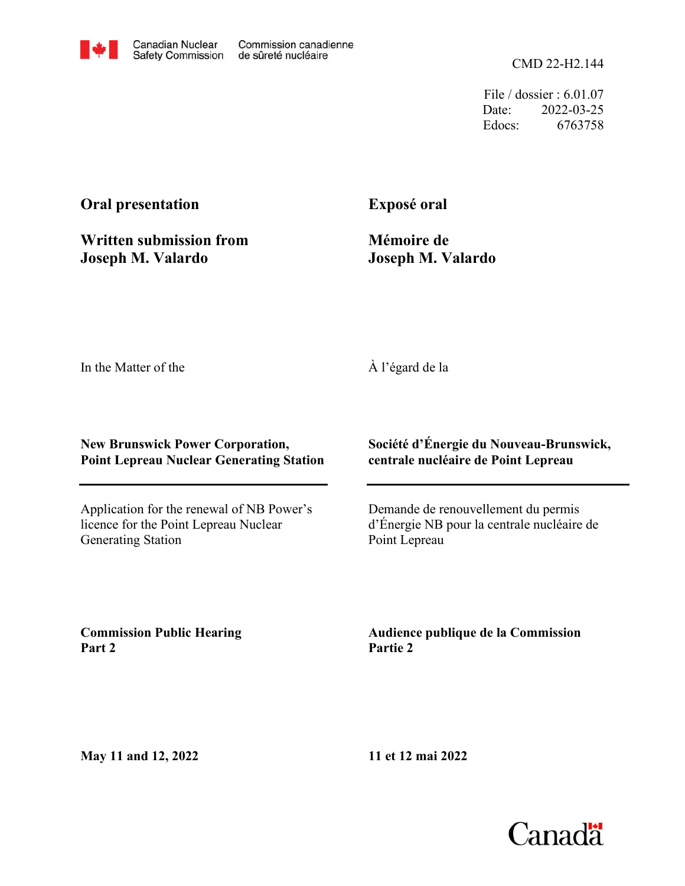Canadian Nuclear Safety Commission | Commission canadienne de sûreté nucléaire

CMD 22-H2.144

File / dossier : 6.01.07
Date: 2022-03-25
Edocs: 6763758

**Oral presentation**

**Written submission from Joseph M. Valardo**

**Exposé oral**

**Mémoire de Joseph M. Valardo**

In the Matter of the

À l'égard de la

**New Brunswick Power Corporation, Point Lepreau Nuclear Generating Station**

**Société d'Énergie du Nouveau-Brunswick, centrale nucléaire de Point Lepreau**

Application for the renewal of NB Power's licence for the Point Lepreau Nuclear Generating Station

Demande de renouvellement du permis d'Énergie NB pour la centrale nucléaire de Point Lepreau

**Commission Public Hearing Part 2**

**Audience publique de la Commission Partie 2**

**May 11 and 12, 2022**

**11 et 12 mai 2022**

Canada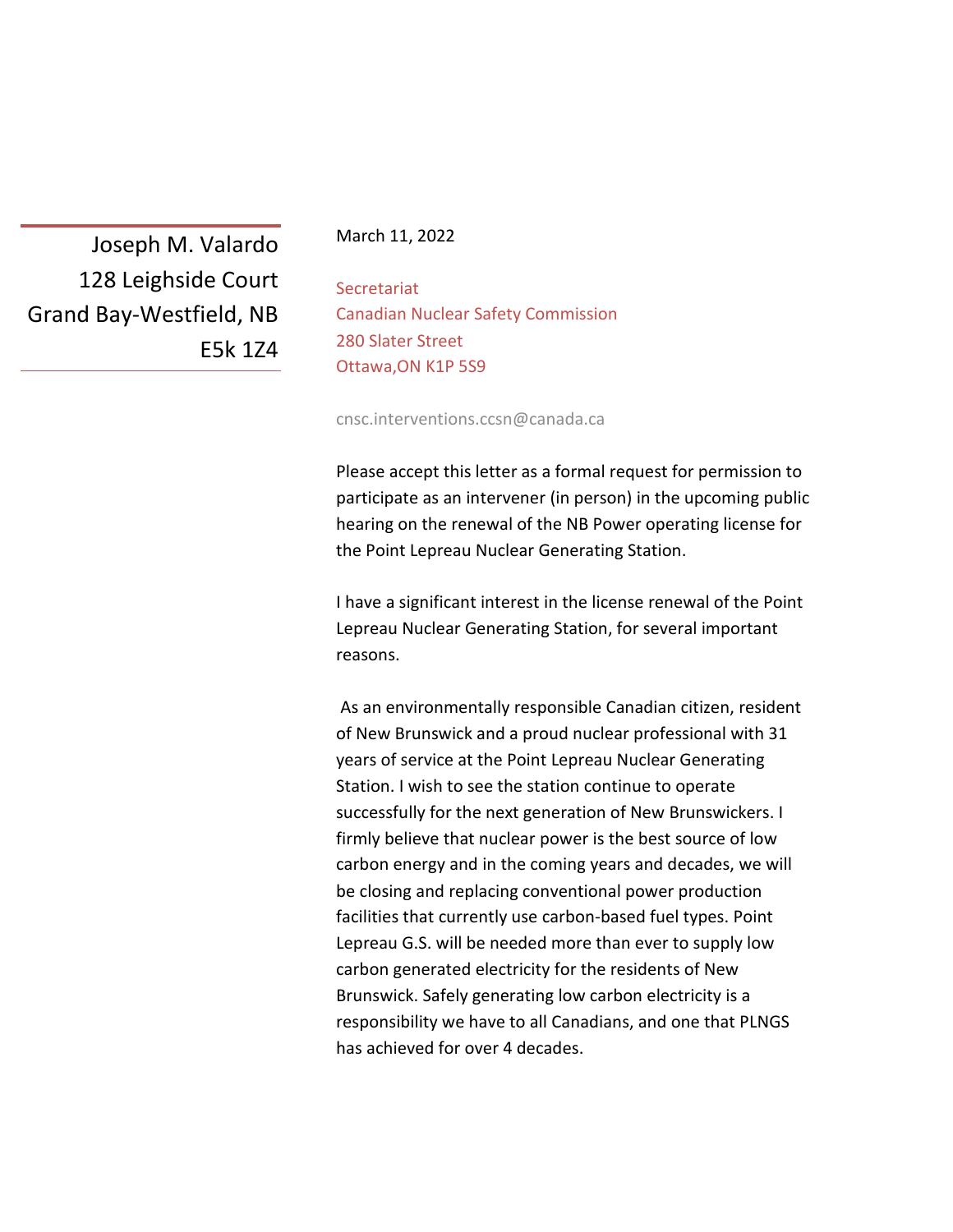Joseph M. Valardo
128 Leighside Court
Grand Bay-Westfield, NB
E5k 1Z4

March 11, 2022

Secretariat
Canadian Nuclear Safety Commission
280 Slater Street
Ottawa,ON K1P 5S9

cnsc.interventions.ccsn@canada.ca

Please accept this letter as a formal request for permission to participate as an intervener (in person) in the upcoming public hearing on the renewal of the NB Power operating license for the Point Lepreau Nuclear Generating Station.

I have a significant interest in the license renewal of the Point Lepreau Nuclear Generating Station, for several important reasons.

As an environmentally responsible Canadian citizen, resident of New Brunswick and a proud nuclear professional with 31 years of service at the Point Lepreau Nuclear Generating Station. I wish to see the station continue to operate successfully for the next generation of New Brunswickers. I firmly believe that nuclear power is the best source of low carbon energy and in the coming years and decades, we will be closing and replacing conventional power production facilities that currently use carbon-based fuel types. Point Lepreau G.S. will be needed more than ever to supply low carbon generated electricity for the residents of New Brunswick. Safely generating low carbon electricity is a responsibility we have to all Canadians, and one that PLNGS has achieved for over 4 decades.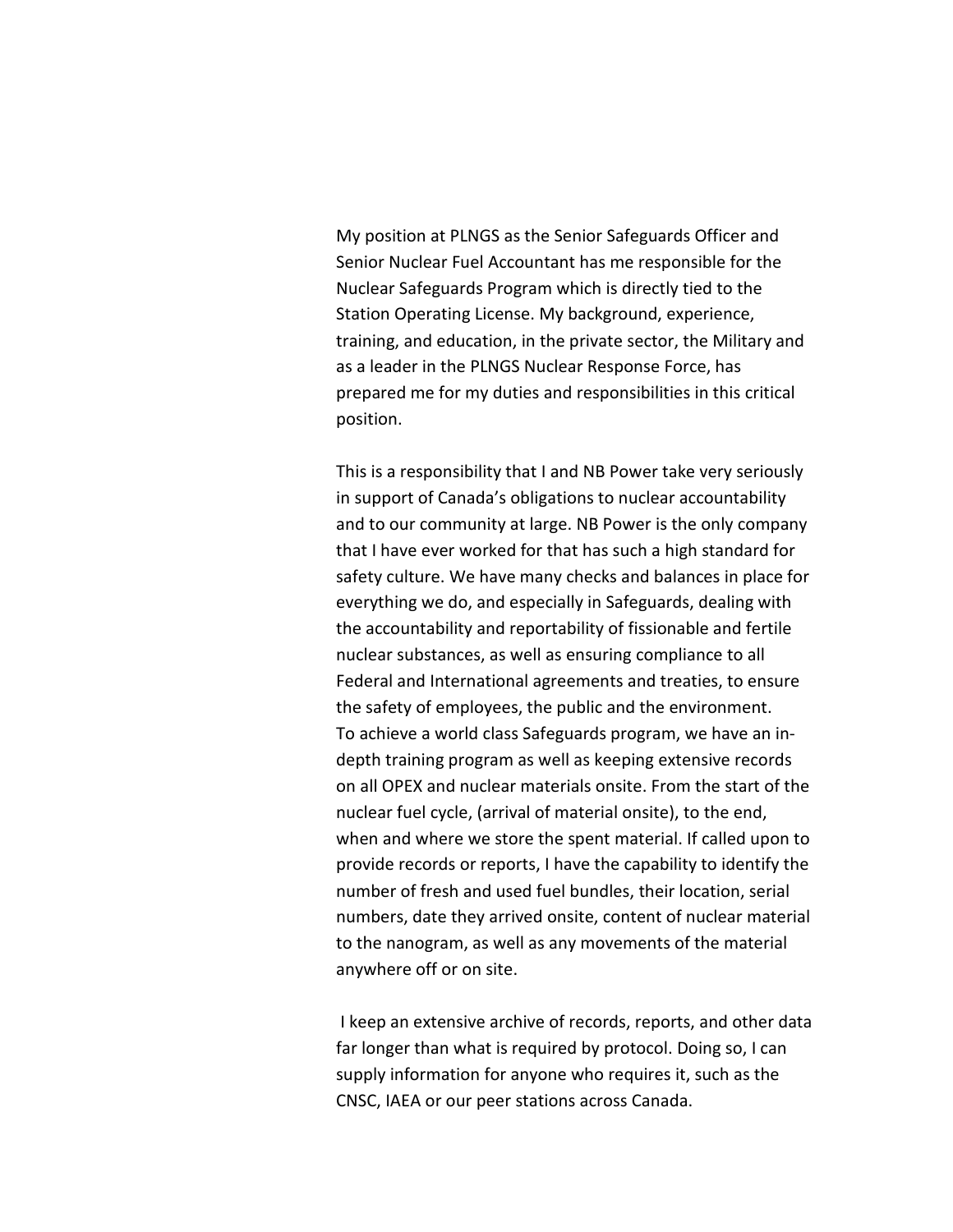My position at PLNGS as the Senior Safeguards Officer and Senior Nuclear Fuel Accountant has me responsible for the Nuclear Safeguards Program which is directly tied to the Station Operating License. My background, experience, training, and education, in the private sector, the Military and as a leader in the PLNGS Nuclear Response Force, has prepared me for my duties and responsibilities in this critical position.

This is a responsibility that I and NB Power take very seriously in support of Canada's obligations to nuclear accountability and to our community at large. NB Power is the only company that I have ever worked for that has such a high standard for safety culture. We have many checks and balances in place for everything we do, and especially in Safeguards, dealing with the accountability and reportability of fissionable and fertile nuclear substances, as well as ensuring compliance to all Federal and International agreements and treaties, to ensure the safety of employees, the public and the environment. To achieve a world class Safeguards program, we have an in-depth training program as well as keeping extensive records on all OPEX and nuclear materials onsite. From the start of the nuclear fuel cycle, (arrival of material onsite), to the end, when and where we store the spent material. If called upon to provide records or reports, I have the capability to identify the number of fresh and used fuel bundles, their location, serial numbers, date they arrived onsite, content of nuclear material to the nanogram, as well as any movements of the material anywhere off or on site.

I keep an extensive archive of records, reports, and other data far longer than what is required by protocol. Doing so, I can supply information for anyone who requires it, such as the CNSC, IAEA or our peer stations across Canada.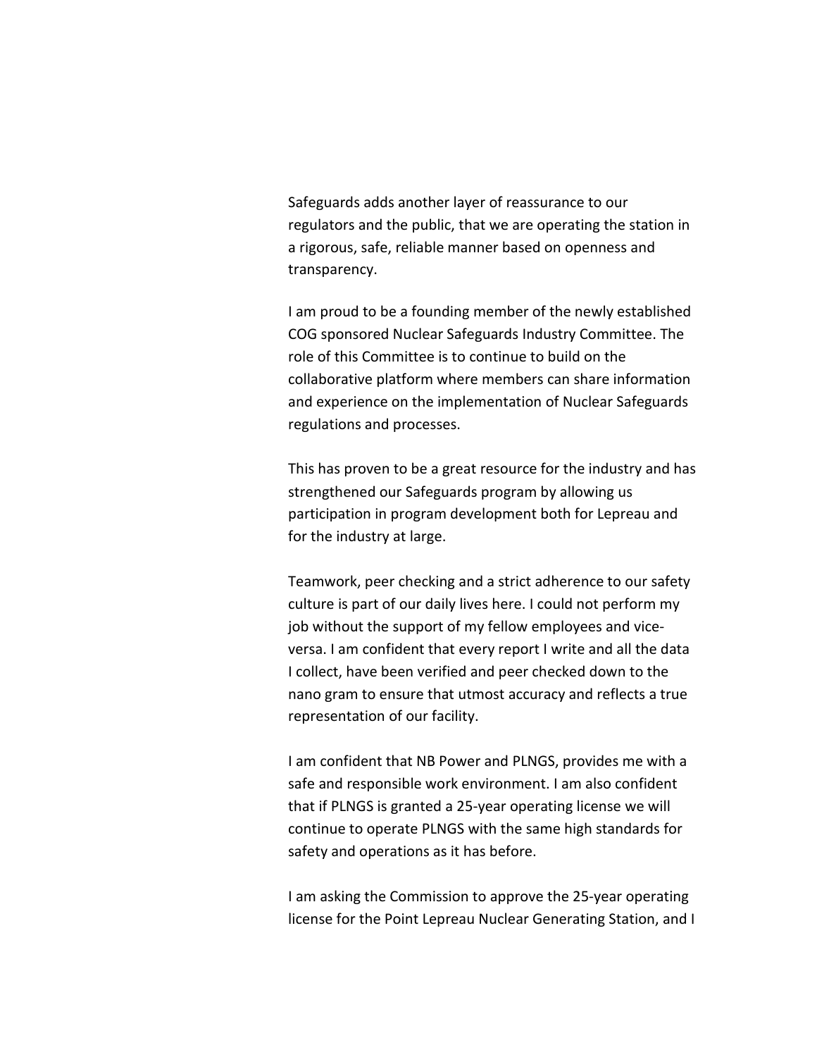Safeguards adds another layer of reassurance to our regulators and the public, that we are operating the station in a rigorous, safe, reliable manner based on openness and transparency.

I am proud to be a founding member of the newly established COG sponsored Nuclear Safeguards Industry Committee. The role of this Committee is to continue to build on the collaborative platform where members can share information and experience on the implementation of Nuclear Safeguards regulations and processes.

This has proven to be a great resource for the industry and has strengthened our Safeguards program by allowing us participation in program development both for Lepreau and for the industry at large.

Teamwork, peer checking and a strict adherence to our safety culture is part of our daily lives here. I could not perform my job without the support of my fellow employees and vice-versa. I am confident that every report I write and all the data I collect, have been verified and peer checked down to the nano gram to ensure that utmost accuracy and reflects a true representation of our facility.

I am confident that NB Power and PLNGS, provides me with a safe and responsible work environment. I am also confident that if PLNGS is granted a 25-year operating license we will continue to operate PLNGS with the same high standards for safety and operations as it has before.

I am asking the Commission to approve the 25-year operating license for the Point Lepreau Nuclear Generating Station, and I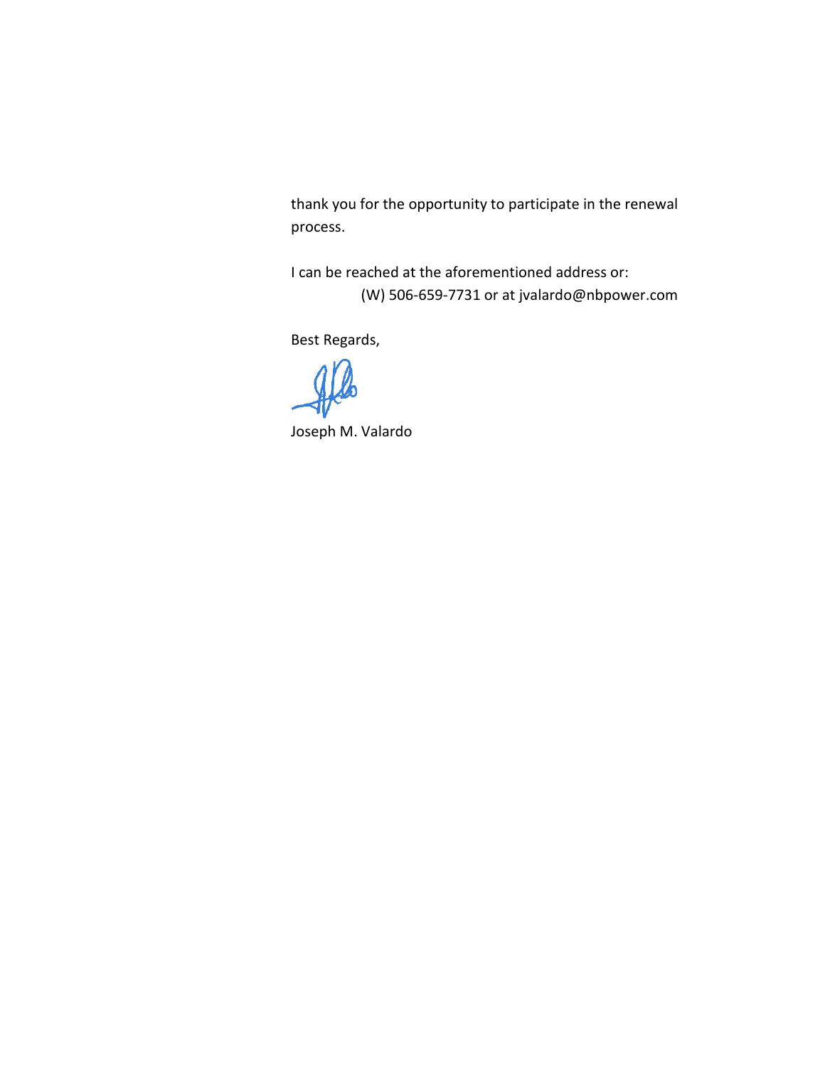thank you for the opportunity to participate in the renewal process.

I can be reached at the aforementioned address or:
(W) 506-659-7731 or at jvalardo@nbpower.com

Best Regards,

Joseph M. Valardo